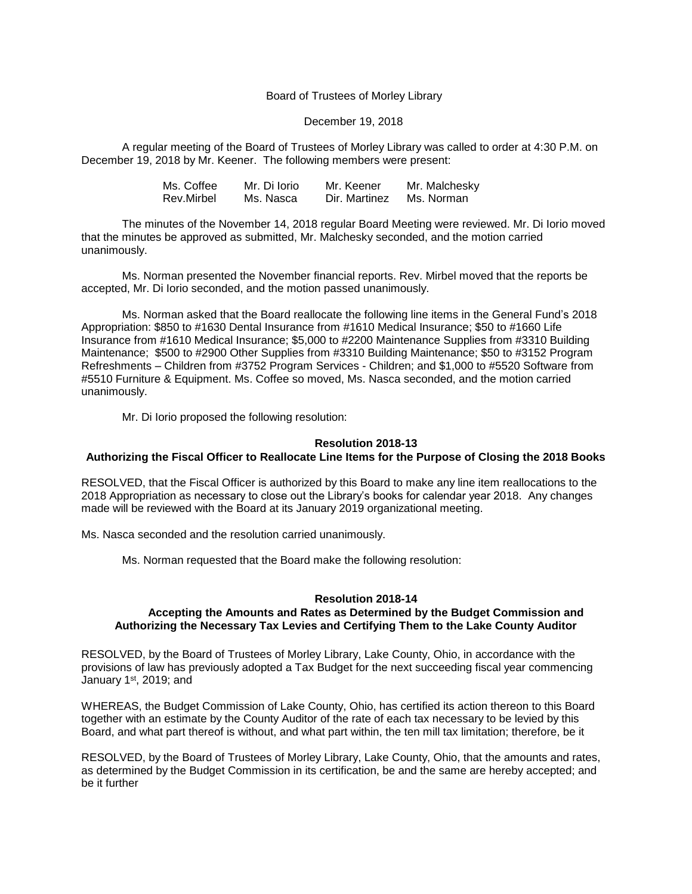Board of Trustees of Morley Library

December 19, 2018

A regular meeting of the Board of Trustees of Morley Library was called to order at 4:30 P.M. on December 19, 2018 by Mr. Keener. The following members were present:

| | | | |
|---|---|---|---|
| Ms. Coffee | Mr. Di Iorio | Mr. Keener | Mr. Malchesky |
| Rev.Mirbel | Ms. Nasca | Dir. Martinez | Ms. Norman |

The minutes of the November 14, 2018 regular Board Meeting were reviewed. Mr. Di Iorio moved that the minutes be approved as submitted, Mr. Malchesky seconded, and the motion carried unanimously.

Ms. Norman presented the November financial reports. Rev. Mirbel moved that the reports be accepted, Mr. Di Iorio seconded, and the motion passed unanimously.

Ms. Norman asked that the Board reallocate the following line items in the General Fund's 2018 Appropriation: $850 to #1630 Dental Insurance from #1610 Medical Insurance; $50 to #1660 Life Insurance from #1610 Medical Insurance; $5,000 to #2200 Maintenance Supplies from #3310 Building Maintenance; $500 to #2900 Other Supplies from #3310 Building Maintenance; $50 to #3152 Program Refreshments – Children from #3752 Program Services - Children; and $1,000 to #5520 Software from #5510 Furniture & Equipment. Ms. Coffee so moved, Ms. Nasca seconded, and the motion carried unanimously.

Mr. Di Iorio proposed the following resolution:

**Resolution 2018-13**
**Authorizing the Fiscal Officer to Reallocate Line Items for the Purpose of Closing the 2018 Books**

RESOLVED, that the Fiscal Officer is authorized by this Board to make any line item reallocations to the 2018 Appropriation as necessary to close out the Library's books for calendar year 2018. Any changes made will be reviewed with the Board at its January 2019 organizational meeting.

Ms. Nasca seconded and the resolution carried unanimously.

Ms. Norman requested that the Board make the following resolution:

**Resolution 2018-14**
**Accepting the Amounts and Rates as Determined by the Budget Commission and Authorizing the Necessary Tax Levies and Certifying Them to the Lake County Auditor**

RESOLVED, by the Board of Trustees of Morley Library, Lake County, Ohio, in accordance with the provisions of law has previously adopted a Tax Budget for the next succeeding fiscal year commencing January 1st, 2019; and

WHEREAS, the Budget Commission of Lake County, Ohio, has certified its action thereon to this Board together with an estimate by the County Auditor of the rate of each tax necessary to be levied by this Board, and what part thereof is without, and what part within, the ten mill tax limitation; therefore, be it

RESOLVED, by the Board of Trustees of Morley Library, Lake County, Ohio, that the amounts and rates, as determined by the Budget Commission in its certification, be and the same are hereby accepted; and be it further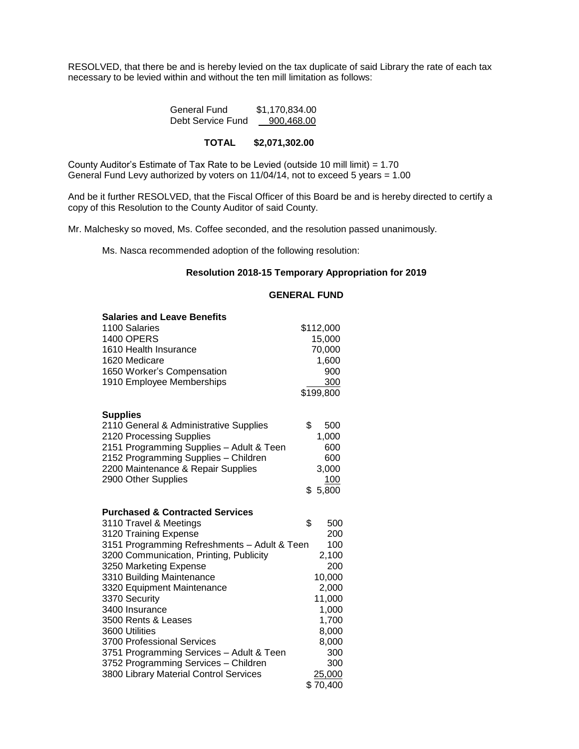RESOLVED, that there be and is hereby levied on the tax duplicate of said Library the rate of each tax necessary to be levied within and without the ten mill limitation as follows:

| | |
|---|---|
| General Fund | $1,170,834.00 |
| Debt Service Fund | 900,468.00 |
| **TOTAL** | **$2,071,302.00** |

County Auditor's Estimate of Tax Rate to be Levied (outside 10 mill limit) = 1.70
General Fund Levy authorized by voters on 11/04/14, not to exceed 5 years = 1.00

And be it further RESOLVED, that the Fiscal Officer of this Board be and is hereby directed to certify a copy of this Resolution to the County Auditor of said County.

Mr. Malchesky so moved, Ms. Coffee seconded, and the resolution passed unanimously.

Ms. Nasca recommended adoption of the following resolution:

**Resolution 2018-15 Temporary Appropriation for 2019**

**GENERAL FUND**

| **Salaries and Leave Benefits** | |
|---|---|
| 1100 Salaries | $112,000 |
| 1400 OPERS | 15,000 |
| 1610 Health Insurance | 70,000 |
| 1620 Medicare | 1,600 |
| 1650 Worker's Compensation | 900 |
| 1910 Employee Memberships | 300 |
| | $199,800 |

| **Supplies** | |
|---|---|
| 2110 General & Administrative Supplies | $ 500 |
| 2120 Processing Supplies | 1,000 |
| 2151 Programming Supplies – Adult & Teen | 600 |
| 2152 Programming Supplies – Children | 600 |
| 2200 Maintenance & Repair Supplies | 3,000 |
| 2900 Other Supplies | 100 |
| | $ 5,800 |

| **Purchased & Contracted Services** | |
|---|---|
| 3110 Travel & Meetings | $ 500 |
| 3120 Training Expense | 200 |
| 3151 Programming Refreshments – Adult & Teen | 100 |
| 3200 Communication, Printing, Publicity | 2,100 |
| 3250 Marketing Expense | 200 |
| 3310 Building Maintenance | 10,000 |
| 3320 Equipment Maintenance | 2,000 |
| 3370 Security | 11,000 |
| 3400 Insurance | 1,000 |
| 3500 Rents & Leases | 1,700 |
| 3600 Utilities | 8,000 |
| 3700 Professional Services | 8,000 |
| 3751 Programming Services – Adult & Teen | 300 |
| 3752 Programming Services – Children | 300 |
| 3800 Library Material Control Services | 25,000 |
| | $ 70,400 |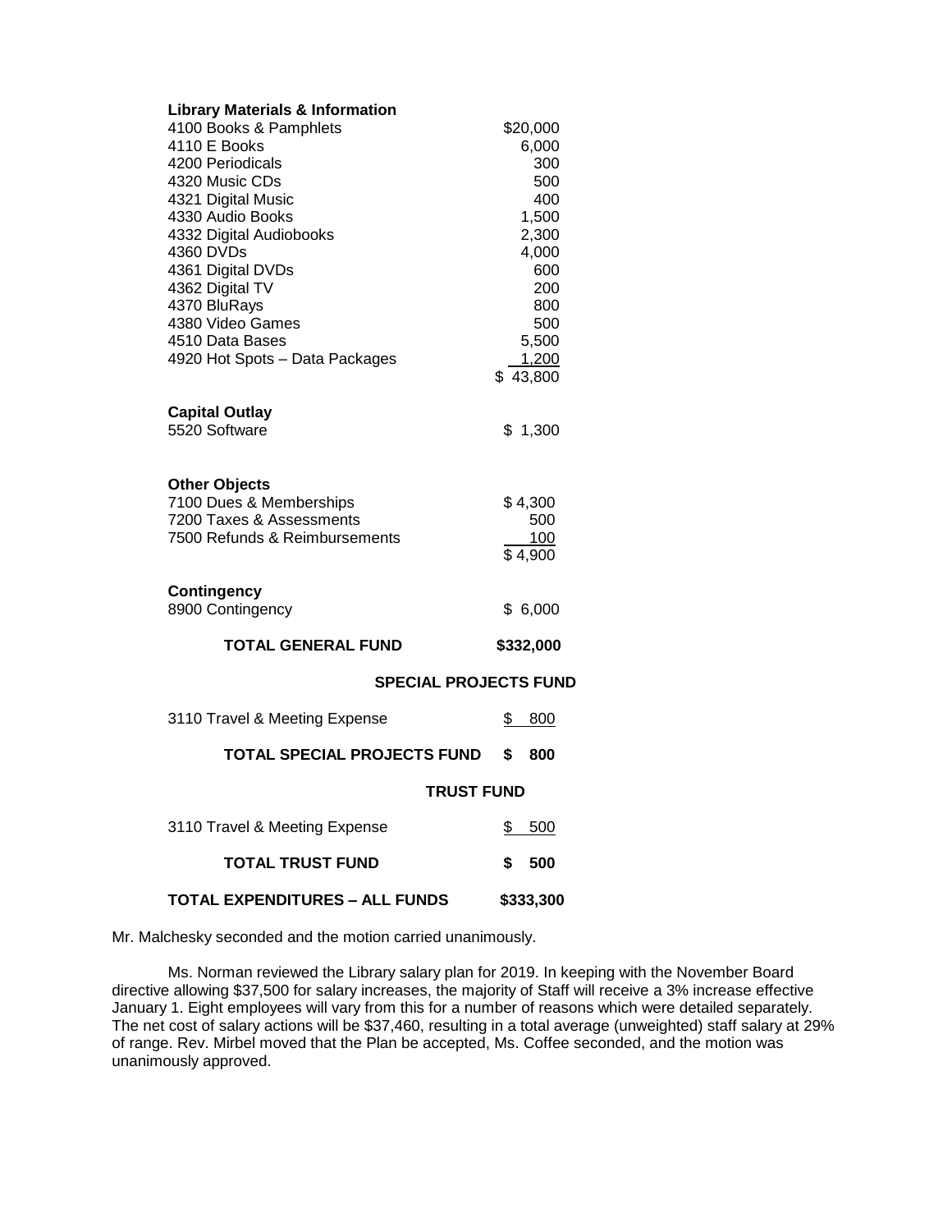| **Library Materials & Information** | |
|---|---|
| 4100 Books & Pamphlets | $20,000 |
| 4110 E Books | 6,000 |
| 4200 Periodicals | 300 |
| 4320 Music CDs | 500 |
| 4321 Digital Music | 400 |
| 4330 Audio Books | 1,500 |
| 4332 Digital Audiobooks | 2,300 |
| 4360 DVDs | 4,000 |
| 4361 Digital DVDs | 600 |
| 4362 Digital TV | 200 |
| 4370 BluRays | 800 |
| 4380 Video Games | 500 |
| 4510 Data Bases | 5,500 |
| 4920 Hot Spots – Data Packages | 1,200 |
| | $ 43,800 |
| **Capital Outlay** | |
| 5520 Software | $ 1,300 |
| **Other Objects** | |
| 7100 Dues & Memberships | $ 4,300 |
| 7200 Taxes & Assessments | 500 |
| 7500 Refunds & Reimbursements | 100 |
| | $ 4,900 |
| **Contingency** | |
| 8900 Contingency | $ 6,000 |
| **TOTAL GENERAL FUND** | **$332,000** |
| **SPECIAL PROJECTS FUND** | |
| 3110 Travel & Meeting Expense | $ 800 |
| **TOTAL SPECIAL PROJECTS FUND** | **$ 800** |
| **TRUST FUND** | |
| 3110 Travel & Meeting Expense | $ 500 |
| **TOTAL TRUST FUND** | **$ 500** |
| **TOTAL EXPENDITURES – ALL FUNDS** | **$333,300** |

Mr. Malchesky seconded and the motion carried unanimously.

Ms. Norman reviewed the Library salary plan for 2019. In keeping with the November Board directive allowing $37,500 for salary increases, the majority of Staff will receive a 3% increase effective January 1. Eight employees will vary from this for a number of reasons which were detailed separately. The net cost of salary actions will be $37,460, resulting in a total average (unweighted) staff salary at 29% of range. Rev. Mirbel moved that the Plan be accepted, Ms. Coffee seconded, and the motion was unanimously approved.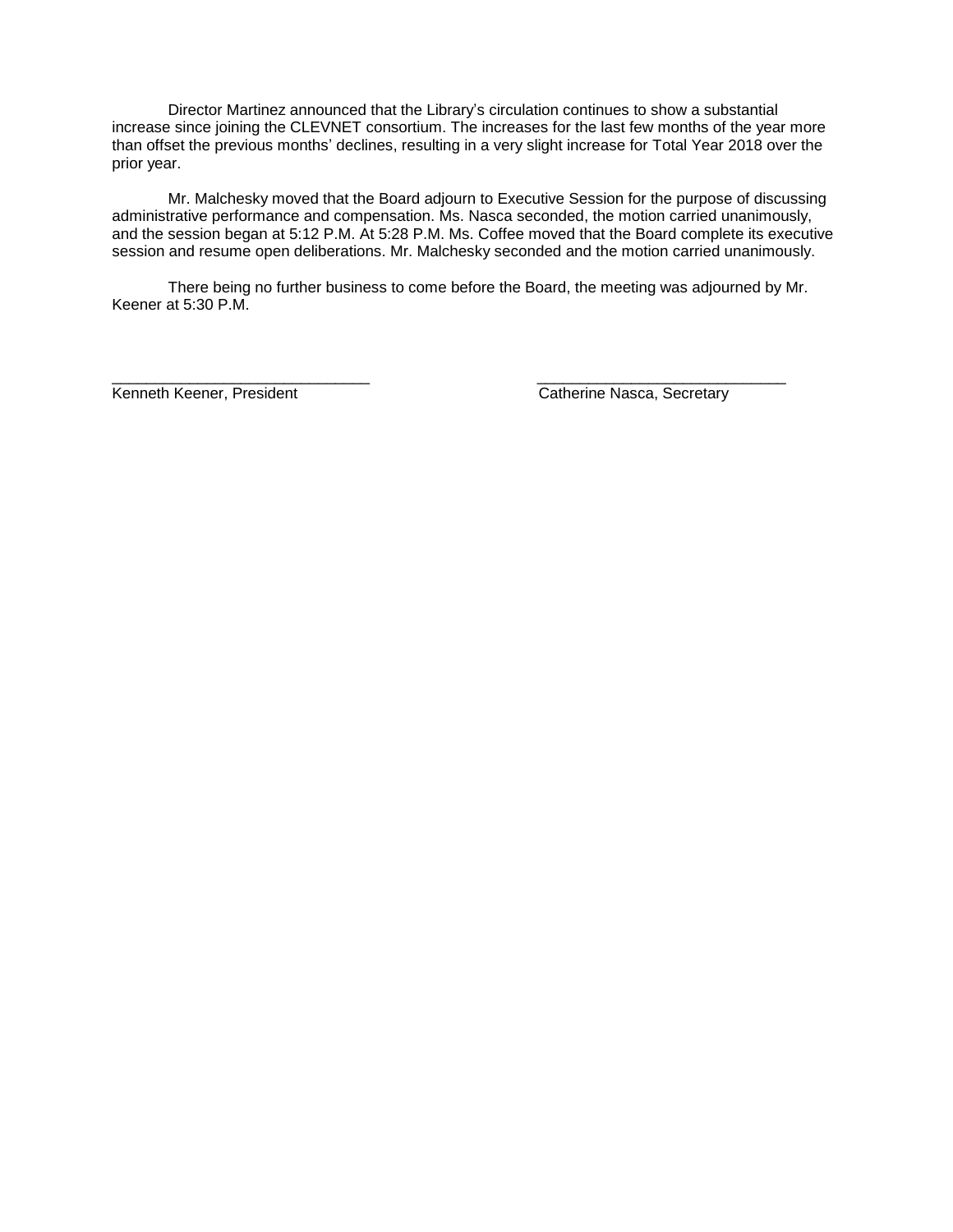Director Martinez announced that the Library's circulation continues to show a substantial increase since joining the CLEVNET consortium. The increases for the last few months of the year more than offset the previous months' declines, resulting in a very slight increase for Total Year 2018 over the prior year.

Mr. Malchesky moved that the Board adjourn to Executive Session for the purpose of discussing administrative performance and compensation. Ms. Nasca seconded, the motion carried unanimously, and the session began at 5:12 P.M. At 5:28 P.M. Ms. Coffee moved that the Board complete its executive session and resume open deliberations. Mr. Malchesky seconded and the motion carried unanimously.

There being no further business to come before the Board, the meeting was adjourned by Mr. Keener at 5:30 P.M.

\_\_\_\_\_\_\_\_\_\_\_\_\_\_\_\_\_\_\_\_\_\_\_\_\_\_\_\_\_\_
Kenneth Keener, President

\_\_\_\_\_\_\_\_\_\_\_\_\_\_\_\_\_\_\_\_\_\_\_\_\_\_\_\_\_\_
Catherine Nasca, Secretary